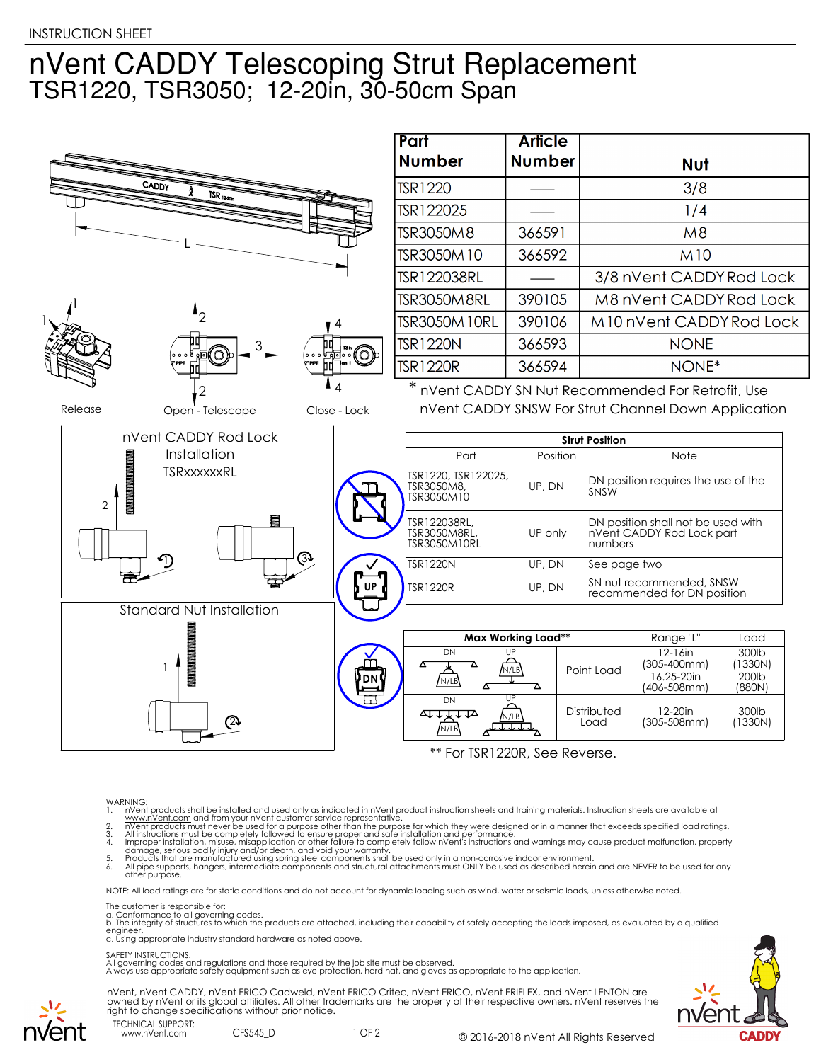INSTRUCTION SHEET

# nVent CADDY Telescoping Strut Replacement

## TSR1220, TSR3050; 12-20in, 30-50cm Span

| Part Number | Article Number | Nut |
|---|---|---|
| TSR1220 | —— | 3/8 |
| TSR122025 | —— | 1/4 |
| TSR3050M8 | 366591 | M8 |
| TSR3050M10 | 366592 | M10 |
| TSR122038RL | —— | 3/8 nVent CADDY Rod Lock |
| TSR3050M8RL | 390105 | M8 nVent CADDY Rod Lock |
| TSR3050M10RL | 390106 | M10 nVent CADDY Rod Lock |
| TSR1220N | 366593 | NONE |
| TSR1220R | 366594 | NONE* |

* nVent CADDY SN Nut Recommended For Retrofit, Use nVent CADDY SNSW For Strut Channel Down Application

L

Release — Open - Telescope — Close - Lock

### nVent CADDY Rod Lock Installation TSRxxxxxxRL

### Standard Nut Installation

| Strut Position | | |
|---|---|---|
| **Part** | **Position** | **Note** |
| TSR1220, TSR122025, TSR3050M8, TSR3050M10 | UP, DN | DN position requires the use of the SNSW |
| TSR122038RL, TSR3050M8RL, TSR3050M10RL | UP only | DN position shall not be used with nVent CADDY Rod Lock part numbers |
| TSR1220N | UP, DN | See page two |
| TSR1220R | UP, DN | SN nut recommended, SNSW recommended for DN position |

| Max Working Load** | | Range "L" | Load |
|---|---|---|---|
| DN / UP | Point Load | 12-16in (305-400mm) | 300lb (1330N) |
| | | 16.25-20in (406-508mm) | 200lb (880N) |
| DN / UP | Distributed Load | 12-20in (305-508mm) | 300lb (1330N) |

** For TSR1220R, See Reverse.

WARNING:
1. nVent products shall be installed and used only as indicated in nVent product instruction sheets and training materials. Instruction sheets are available at www.nVent.com and from your nVent customer service representative.
2. nVent products must never be used for a purpose other than the purpose for which they were designed or in a manner that exceeds specified load ratings.
3. All instructions must be completely followed to ensure proper and safe installation and performance.
4. Improper installation, misuse, misapplication or other failure to completely follow nVent's instructions and warnings may cause product malfunction, property damage, serious bodily injury and/or death, and void your warranty.
5. Products that are manufactured using spring steel components shall be used only in a non-corrosive indoor environment.
6. All pipe supports, hangers, intermediate components and structural attachments must ONLY be used as described herein and are NEVER to be used for any other purpose.

NOTE: All load ratings are for static conditions and do not account for dynamic loading such as wind, water or seismic loads, unless otherwise noted.

The customer is responsible for:
a. Conformance to all governing codes.
b. The integrity of structures to which the products are attached, including their capability of safely accepting the loads imposed, as evaluated by a qualified engineer.
c. Using appropriate industry standard hardware as noted above.

SAFETY INSTRUCTIONS:
All governing codes and regulations and those required by the job site must be observed.
Always use appropriate safety equipment such as eye protection, hard hat, and gloves as appropriate to the application.

nVent, nVent CADDY, nVent ERICO Cadweld, nVent ERICO Critec, nVent ERICO, nVent ERIFLEX, and nVent LENTON are owned by nVent or its global affiliates. All other trademarks are the property of their respective owners. nVent reserves the right to change specifications without prior notice.

TECHNICAL SUPPORT:
www.nVent.com

CFS545_D

© 2016-2018 nVent All Rights Reserved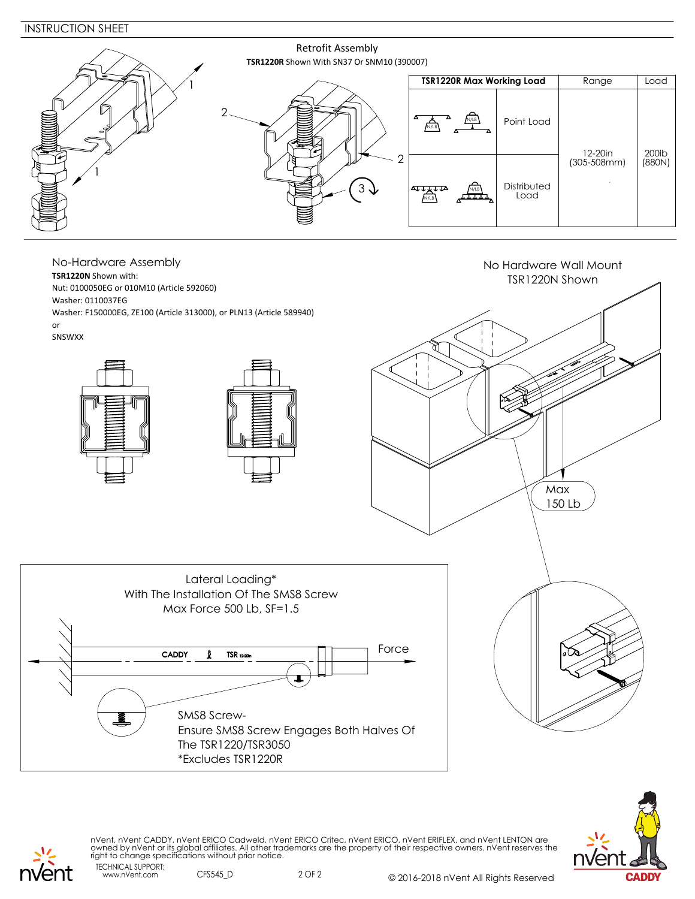INSTRUCTION SHEET

## Retrofit Assembly

**TSR1220R** Shown With SN37 Or SNM10 (390007)

| TSR1220R Max Working Load | | Range | Load |
|---|---|---|---|
| | Point Load | 12-20in (305-508mm) | 200lb (880N) |
| | Distributed Load | | |

## No-Hardware Assembly

**TSR1220N** Shown with:

Nut: 0100050EG or 010M10 (Article 592060)

Washer: 0110037EG

Washer: F150000EG, ZE100 (Article 313000), or PLN13 (Article 589940)

or

SNSWXX

## No Hardware Wall Mount

TSR1220N Shown

Max 150 Lb

## Lateral Loading*

With The Installation Of The SMS8 Screw

Max Force 500 Lb, SF=1.5

Force

SMS8 Screw-

Ensure SMS8 Screw Engages Both Halves Of The TSR1220/TSR3050

*Excludes TSR1220R

nVent, nVent CADDY, nVent ERICO Cadweld, nVent ERICO Critec, nVent ERICO, nVent ERIFLEX, and nVent LENTON are owned by nVent or its global affiliates. All other trademarks are the property of their respective owners. nVent reserves the right to change specifications without prior notice.

TECHNICAL SUPPORT:
www.nVent.com

CFS545_D

© 2016-2018 nVent All Rights Reserved